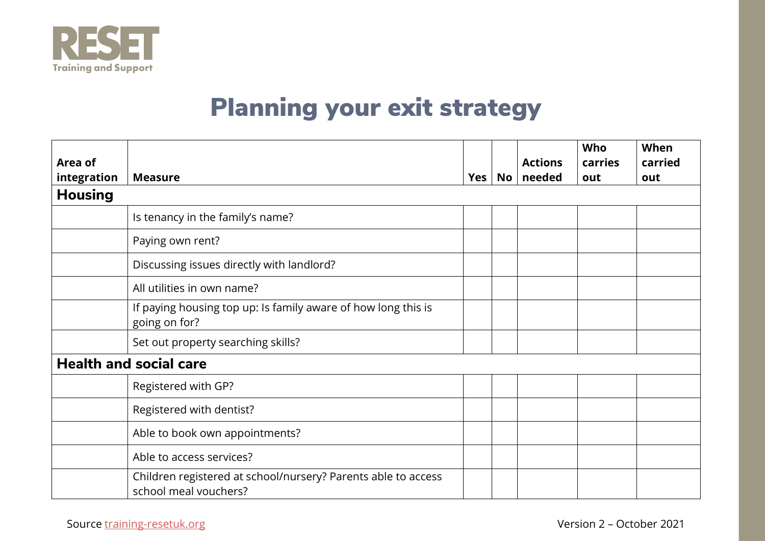RESET
Training and Support

# Planning your exit strategy

| Area of integration | Measure | Yes | No | Actions needed | Who carries out | When carried out |
| --- | --- | --- | --- | --- | --- | --- |
| **Housing** | | | | | | |
| | Is tenancy in the family's name? | | | | | |
| | Paying own rent? | | | | | |
| | Discussing issues directly with landlord? | | | | | |
| | All utilities in own name? | | | | | |
| | If paying housing top up: Is family aware of how long this is going on for? | | | | | |
| | Set out property searching skills? | | | | | |
| **Health and social care** | | | | | | |
| | Registered with GP? | | | | | |
| | Registered with dentist? | | | | | |
| | Able to book own appointments? | | | | | |
| | Able to access services? | | | | | |
| | Children registered at school/nursery? Parents able to access school meal vouchers? | | | | | |

Source training-resetuk.org

Version 2 – October 2021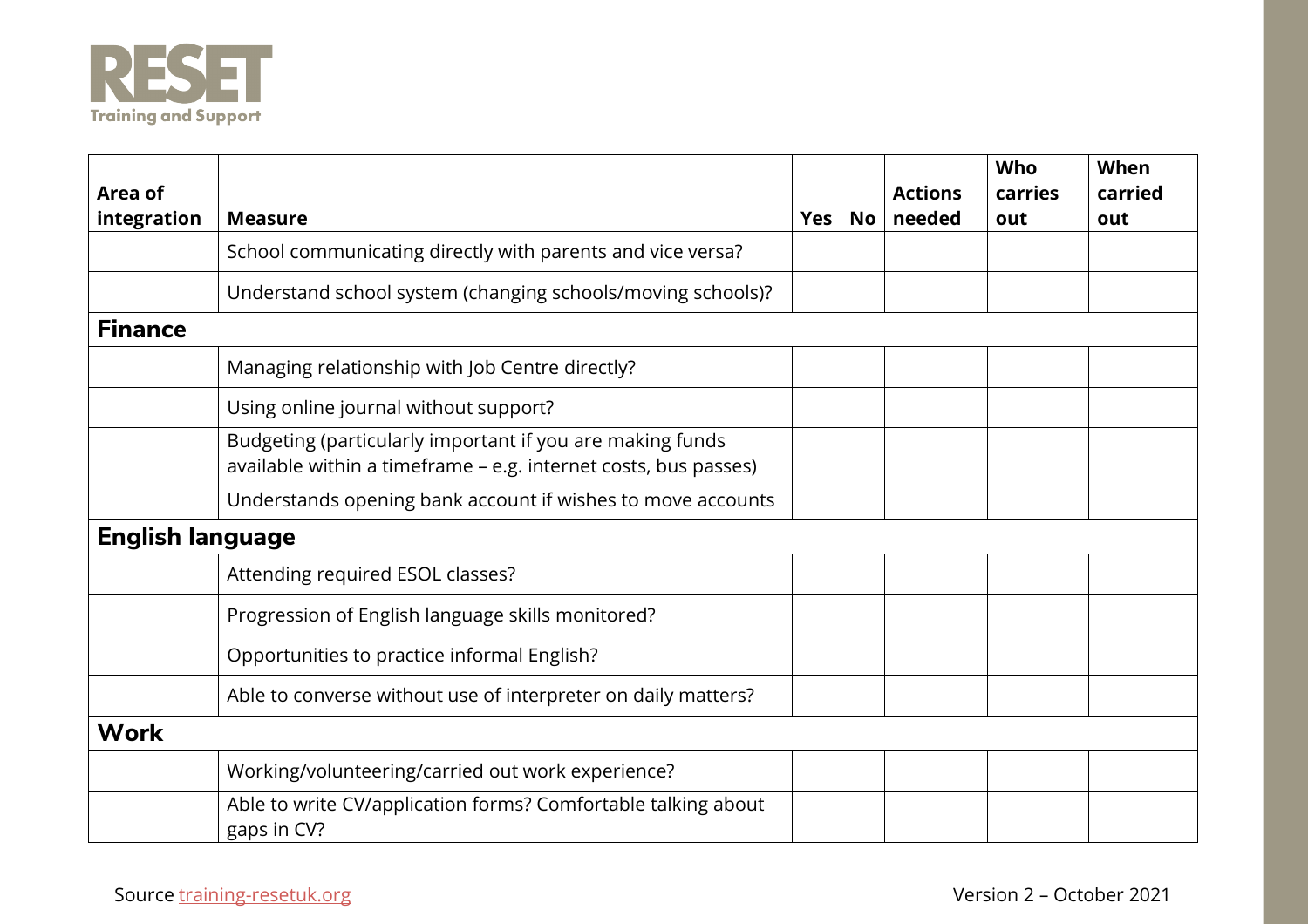**RESET**
**Training and Support**

| Area of integration | Measure | Yes | No | Actions needed | Who carries out | When carried out |
|---|---|---|---|---|---|---|
| | School communicating directly with parents and vice versa? | | | | | |
| | Understand school system (changing schools/moving schools)? | | | | | |
| **Finance** | | | | | | |
| | Managing relationship with Job Centre directly? | | | | | |
| | Using online journal without support? | | | | | |
| | Budgeting (particularly important if you are making funds available within a timeframe – e.g. internet costs, bus passes) | | | | | |
| | Understands opening bank account if wishes to move accounts | | | | | |
| **English language** | | | | | | |
| | Attending required ESOL classes? | | | | | |
| | Progression of English language skills monitored? | | | | | |
| | Opportunities to practice informal English? | | | | | |
| | Able to converse without use of interpreter on daily matters? | | | | | |
| **Work** | | | | | | |
| | Working/volunteering/carried out work experience? | | | | | |
| | Able to write CV/application forms? Comfortable talking about gaps in CV? | | | | | |

Source training-resetuk.org

Version 2 – October 2021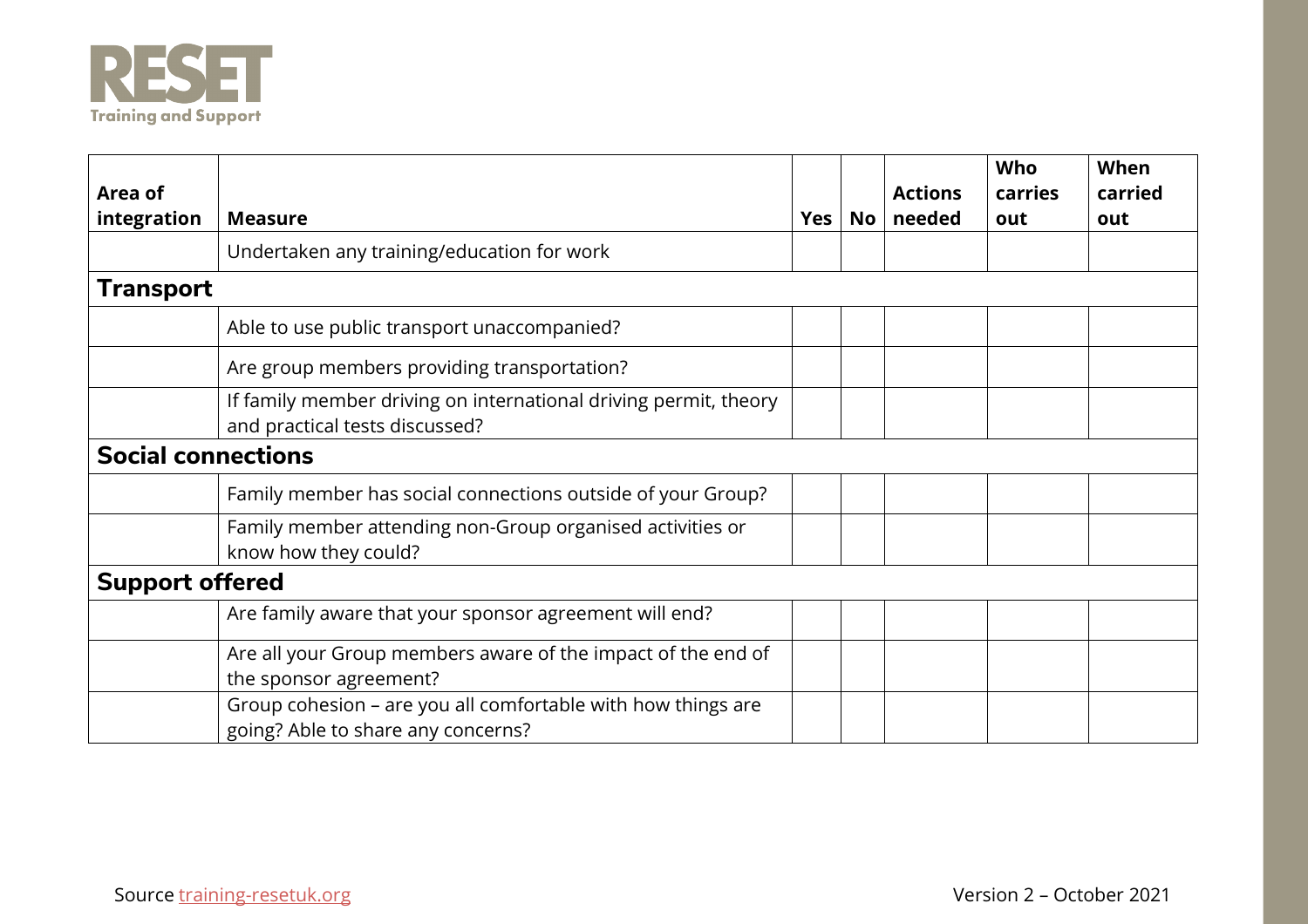| Area of integration | Measure | Yes | No | Actions needed | Who carries out | When carried out |
|---|---|---|---|---|---|---|
| | Undertaken any training/education for work | | | | | |
| **Transport** | | | | | | |
| | Able to use public transport unaccompanied? | | | | | |
| | Are group members providing transportation? | | | | | |
| | If family member driving on international driving permit, theory and practical tests discussed? | | | | | |
| **Social connections** | | | | | | |
| | Family member has social connections outside of your Group? | | | | | |
| | Family member attending non-Group organised activities or know how they could? | | | | | |
| **Support offered** | | | | | | |
| | Are family aware that your sponsor agreement will end? | | | | | |
| | Are all your Group members aware of the impact of the end of the sponsor agreement? | | | | | |
| | Group cohesion – are you all comfortable with how things are going? Able to share any concerns? | | | | | |